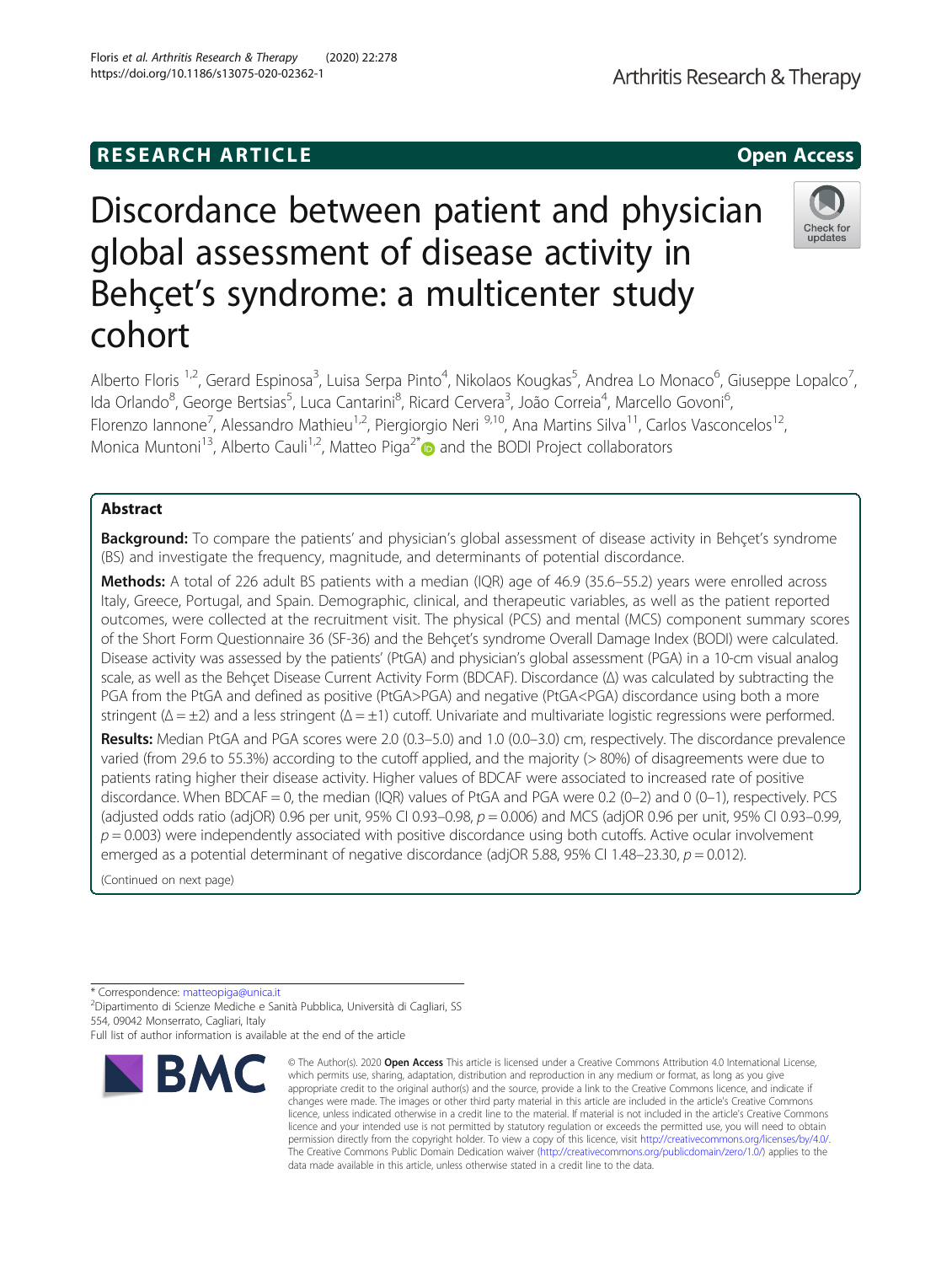RESEARCH ARTICLE

Open Access

# Discordance between patient and physician global assessment of disease activity in Behçet's syndrome: a multicenter study cohort

Alberto Floris [1,2], Gerard Espinosa[3], Luisa Serpa Pinto[4], Nikolaos Kougkas[5], Andrea Lo Monaco[6], Giuseppe Lopalco[7], Ida Orlando[8], George Bertsias[5], Luca Cantarini[8], Ricard Cervera[3], João Correia[4], Marcello Govoni[6], Florenzo Iannone[7], Alessandro Mathieu[1,2], Piergiorgio Neri [9,10], Ana Martins Silva[11], Carlos Vasconcelos[12], Monica Muntoni[13], Alberto Cauli[1,2], Matteo Piga[2*] and the BODI Project collaborators

## Abstract

**Background:** To compare the patients' and physician's global assessment of disease activity in Behçet's syndrome (BS) and investigate the frequency, magnitude, and determinants of potential discordance.

**Methods:** A total of 226 adult BS patients with a median (IQR) age of 46.9 (35.6–55.2) years were enrolled across Italy, Greece, Portugal, and Spain. Demographic, clinical, and therapeutic variables, as well as the patient reported outcomes, were collected at the recruitment visit. The physical (PCS) and mental (MCS) component summary scores of the Short Form Questionnaire 36 (SF-36) and the Behçet's syndrome Overall Damage Index (BODI) were calculated. Disease activity was assessed by the patients' (PtGA) and physician's global assessment (PGA) in a 10-cm visual analog scale, as well as the Behçet Disease Current Activity Form (BDCAF). Discordance (Δ) was calculated by subtracting the PGA from the PtGA and defined as positive (PtGA>PGA) and negative (PtGA<PGA) discordance using both a more stringent ($\Delta = \pm 2$) and a less stringent ($\Delta = \pm 1$) cutoff. Univariate and multivariate logistic regressions were performed.

**Results:** Median PtGA and PGA scores were 2.0 (0.3–5.0) and 1.0 (0.0–3.0) cm, respectively. The discordance prevalence varied (from 29.6 to 55.3%) according to the cutoff applied, and the majority (> 80%) of disagreements were due to patients rating higher their disease activity. Higher values of BDCAF were associated to increased rate of positive discordance. When BDCAF = 0, the median (IQR) values of PtGA and PGA were 0.2 (0–2) and 0 (0–1), respectively. PCS (adjusted odds ratio (adjOR) 0.96 per unit, 95% CI 0.93–0.98, $p = 0.006$) and MCS (adjOR 0.96 per unit, 95% CI 0.93–0.99, $p = 0.003$) were independently associated with positive discordance using both cutoffs. Active ocular involvement emerged as a potential determinant of negative discordance (adjOR 5.88, 95% CI 1.48–23.30, $p = 0.012$).

(Continued on next page)

* Correspondence: matteopiga@unica.it
[2]Dipartimento di Scienze Mediche e Sanità Pubblica, Università di Cagliari, SS 554, 09042 Monserrato, Cagliari, Italy
Full list of author information is available at the end of the article

© The Author(s). 2020 **Open Access** This article is licensed under a Creative Commons Attribution 4.0 International License, which permits use, sharing, adaptation, distribution and reproduction in any medium or format, as long as you give appropriate credit to the original author(s) and the source, provide a link to the Creative Commons licence, and indicate if changes were made. The images or other third party material in this article are included in the article's Creative Commons licence, unless indicated otherwise in a credit line to the material. If material is not included in the article's Creative Commons licence and your intended use is not permitted by statutory regulation or exceeds the permitted use, you will need to obtain permission directly from the copyright holder. To view a copy of this licence, visit http://creativecommons.org/licenses/by/4.0/. The Creative Commons Public Domain Dedication waiver (http://creativecommons.org/publicdomain/zero/1.0/) applies to the data made available in this article, unless otherwise stated in a credit line to the data.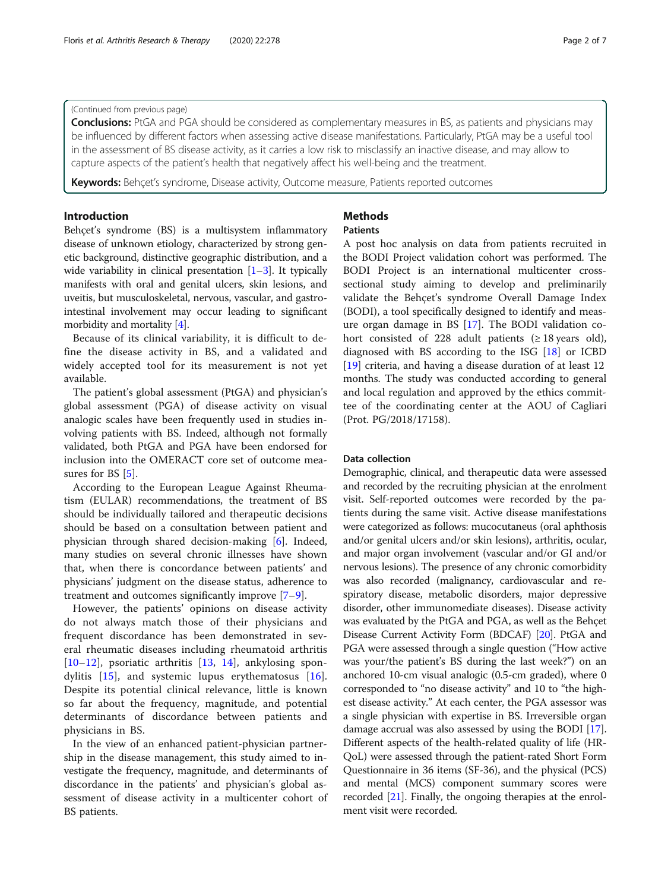(Continued from previous page)

**Conclusions:** PtGA and PGA should be considered as complementary measures in BS, as patients and physicians may be influenced by different factors when assessing active disease manifestations. Particularly, PtGA may be a useful tool in the assessment of BS disease activity, as it carries a low risk to misclassify an inactive disease, and may allow to capture aspects of the patient's health that negatively affect his well-being and the treatment.

**Keywords:** Behçet's syndrome, Disease activity, Outcome measure, Patients reported outcomes

## Introduction

Behçet's syndrome (BS) is a multisystem inflammatory disease of unknown etiology, characterized by strong genetic background, distinctive geographic distribution, and a wide variability in clinical presentation [1–3]. It typically manifests with oral and genital ulcers, skin lesions, and uveitis, but musculoskeletal, nervous, vascular, and gastrointestinal involvement may occur leading to significant morbidity and mortality [4].

Because of its clinical variability, it is difficult to define the disease activity in BS, and a validated and widely accepted tool for its measurement is not yet available.

The patient's global assessment (PtGA) and physician's global assessment (PGA) of disease activity on visual analogic scales have been frequently used in studies involving patients with BS. Indeed, although not formally validated, both PtGA and PGA have been endorsed for inclusion into the OMERACT core set of outcome measures for BS [5].

According to the European League Against Rheumatism (EULAR) recommendations, the treatment of BS should be individually tailored and therapeutic decisions should be based on a consultation between patient and physician through shared decision-making [6]. Indeed, many studies on several chronic illnesses have shown that, when there is concordance between patients' and physicians' judgment on the disease status, adherence to treatment and outcomes significantly improve [7–9].

However, the patients' opinions on disease activity do not always match those of their physicians and frequent discordance has been demonstrated in several rheumatic diseases including rheumatoid arthritis [10–12], psoriatic arthritis [13, 14], ankylosing spondylitis [15], and systemic lupus erythematosus [16]. Despite its potential clinical relevance, little is known so far about the frequency, magnitude, and potential determinants of discordance between patients and physicians in BS.

In the view of an enhanced patient-physician partnership in the disease management, this study aimed to investigate the frequency, magnitude, and determinants of discordance in the patients' and physician's global assessment of disease activity in a multicenter cohort of BS patients.

## Methods

### Patients

A post hoc analysis on data from patients recruited in the BODI Project validation cohort was performed. The BODI Project is an international multicenter cross-sectional study aiming to develop and preliminarily validate the Behçet's syndrome Overall Damage Index (BODI), a tool specifically designed to identify and measure organ damage in BS [17]. The BODI validation cohort consisted of 228 adult patients (≥ 18 years old), diagnosed with BS according to the ISG [18] or ICBD [19] criteria, and having a disease duration of at least 12 months. The study was conducted according to general and local regulation and approved by the ethics committee of the coordinating center at the AOU of Cagliari (Prot. PG/2018/17158).

### Data collection

Demographic, clinical, and therapeutic data were assessed and recorded by the recruiting physician at the enrolment visit. Self-reported outcomes were recorded by the patients during the same visit. Active disease manifestations were categorized as follows: mucocutaneous (oral aphthosis and/or genital ulcers and/or skin lesions), arthritis, ocular, and major organ involvement (vascular and/or GI and/or nervous lesions). The presence of any chronic comorbidity was also recorded (malignancy, cardiovascular and respiratory disease, metabolic disorders, major depressive disorder, other immunomediate diseases). Disease activity was evaluated by the PtGA and PGA, as well as the Behçet Disease Current Activity Form (BDCAF) [20]. PtGA and PGA were assessed through a single question ("How active was your/the patient's BS during the last week?") on an anchored 10-cm visual analogic (0.5-cm graded), where 0 corresponded to "no disease activity" and 10 to "the highest disease activity." At each center, the PGA assessor was a single physician with expertise in BS. Irreversible organ damage accrual was also assessed by using the BODI [17]. Different aspects of the health-related quality of life (HR-QoL) were assessed through the patient-rated Short Form Questionnaire in 36 items (SF-36), and the physical (PCS) and mental (MCS) component summary scores were recorded [21]. Finally, the ongoing therapies at the enrolment visit were recorded.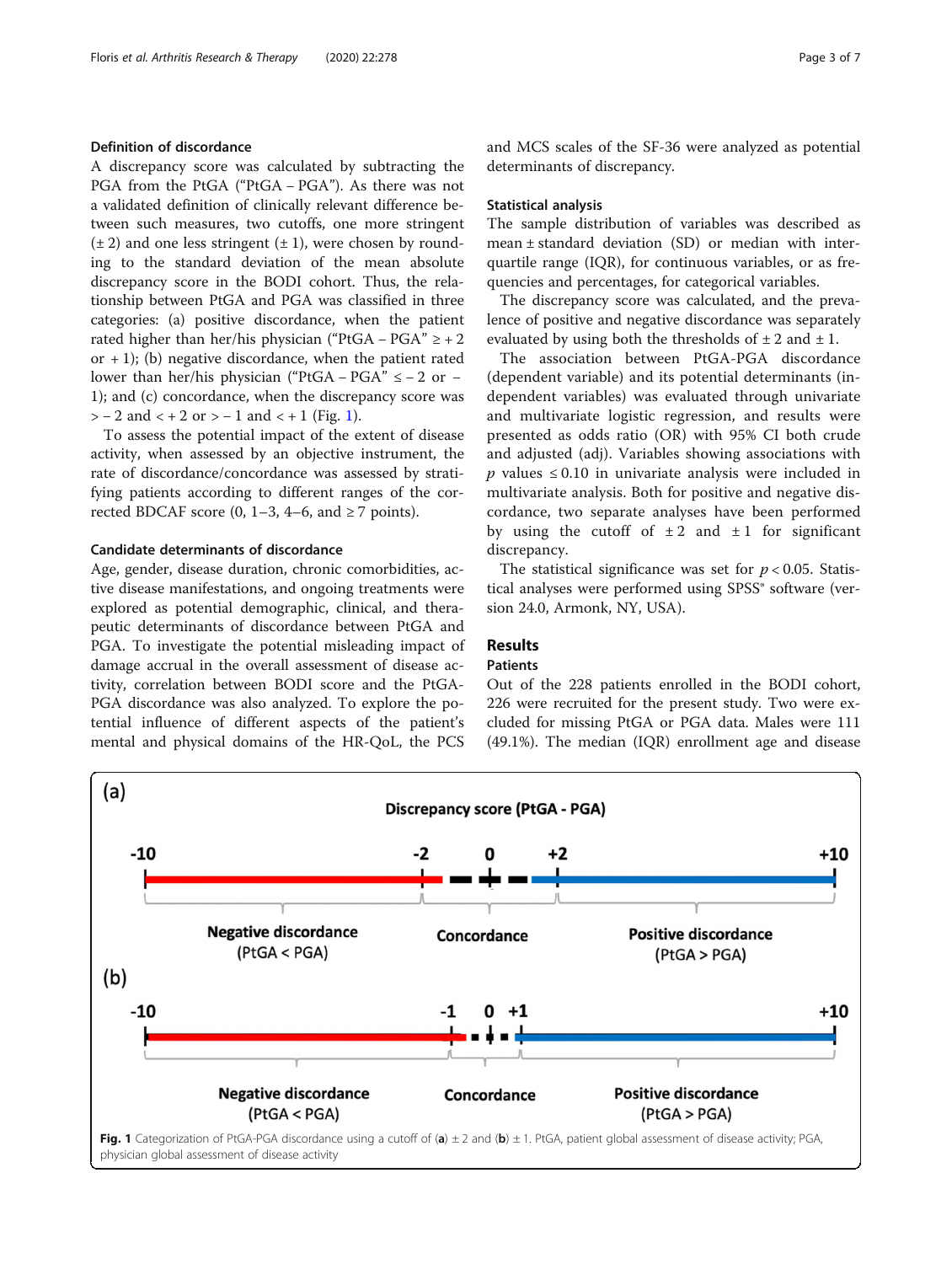### Definition of discordance

A discrepancy score was calculated by subtracting the PGA from the PtGA ("PtGA – PGA"). As there was not a validated definition of clinically relevant difference between such measures, two cutoffs, one more stringent (± 2) and one less stringent (± 1), were chosen by rounding to the standard deviation of the mean absolute discrepancy score in the BODI cohort. Thus, the relationship between PtGA and PGA was classified in three categories: (a) positive discordance, when the patient rated higher than her/his physician ("PtGA – PGA" ≥ + 2 or + 1); (b) negative discordance, when the patient rated lower than her/his physician ("PtGA – PGA" ≤ − 2 or − 1); and (c) concordance, when the discrepancy score was > − 2 and < + 2 or > − 1 and < + 1 (Fig. 1).

To assess the potential impact of the extent of disease activity, when assessed by an objective instrument, the rate of discordance/concordance was assessed by stratifying patients according to different ranges of the corrected BDCAF score (0, 1–3, 4–6, and ≥ 7 points).

### Candidate determinants of discordance

Age, gender, disease duration, chronic comorbidities, active disease manifestations, and ongoing treatments were explored as potential demographic, clinical, and therapeutic determinants of discordance between PtGA and PGA. To investigate the potential misleading impact of damage accrual in the overall assessment of disease activity, correlation between BODI score and the PtGA-PGA discordance was also analyzed. To explore the potential influence of different aspects of the patient's mental and physical domains of the HR-QoL, the PCS and MCS scales of the SF-36 were analyzed as potential determinants of discrepancy.

### Statistical analysis

The sample distribution of variables was described as mean ± standard deviation (SD) or median with interquartile range (IQR), for continuous variables, or as frequencies and percentages, for categorical variables.

The discrepancy score was calculated, and the prevalence of positive and negative discordance was separately evaluated by using both the thresholds of ± 2 and ± 1.

The association between PtGA-PGA discordance (dependent variable) and its potential determinants (independent variables) was evaluated through univariate and multivariate logistic regression, and results were presented as odds ratio (OR) with 95% CI both crude and adjusted (adj). Variables showing associations with $p$ values ≤ 0.10 in univariate analysis were included in multivariate analysis. Both for positive and negative discordance, two separate analyses have been performed by using the cutoff of ± 2 and ± 1 for significant discrepancy.

The statistical significance was set for $p < 0.05$. Statistical analyses were performed using SPSS® software (version 24.0, Armonk, NY, USA).

## Results

### Patients

Out of the 228 patients enrolled in the BODI cohort, 226 were recruited for the present study. Two were excluded for missing PtGA or PGA data. Males were 111 (49.1%). The median (IQR) enrollment age and disease

**Fig. 1** Categorization of PtGA-PGA discordance using a cutoff of (**a**) ± 2 and (**b**) ± 1. PtGA, patient global assessment of disease activity; PGA, physician global assessment of disease activity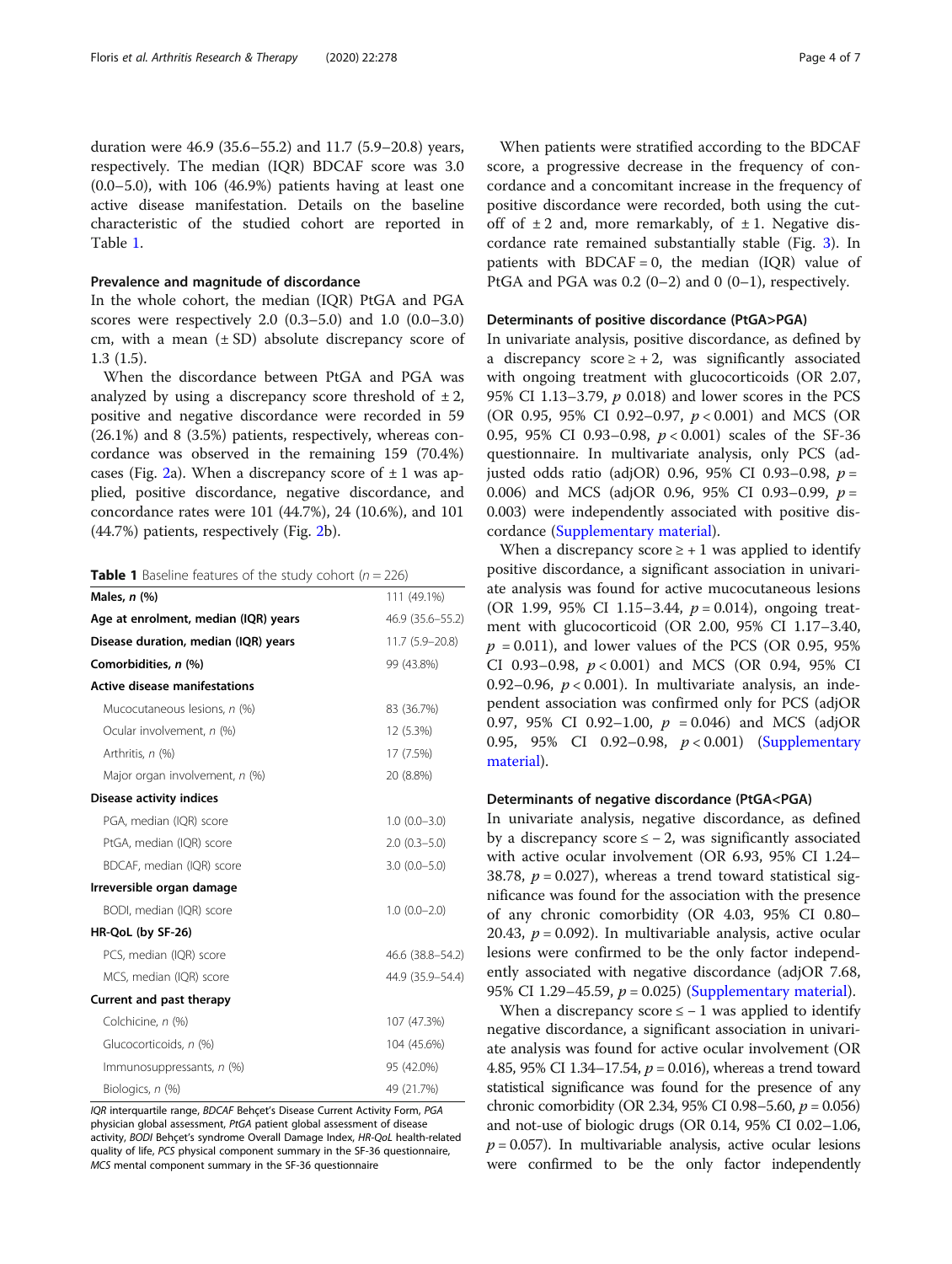duration were 46.9 (35.6–55.2) and 11.7 (5.9–20.8) years, respectively. The median (IQR) BDCAF score was 3.0 (0.0–5.0), with 106 (46.9%) patients having at least one active disease manifestation. Details on the baseline characteristic of the studied cohort are reported in Table 1.

### Prevalence and magnitude of discordance

In the whole cohort, the median (IQR) PtGA and PGA scores were respectively 2.0 (0.3–5.0) and 1.0 (0.0–3.0) cm, with a mean (± SD) absolute discrepancy score of 1.3 (1.5).

When the discordance between PtGA and PGA was analyzed by using a discrepancy score threshold of ± 2, positive and negative discordance were recorded in 59 (26.1%) and 8 (3.5%) patients, respectively, whereas concordance was observed in the remaining 159 (70.4%) cases (Fig. 2a). When a discrepancy score of ± 1 was applied, positive discordance, negative discordance, and concordance rates were 101 (44.7%), 24 (10.6%), and 101 (44.7%) patients, respectively (Fig. 2b).

**Table 1** Baseline features of the study cohort ($n = 226$)

| | |
|---|---|
| **Males, *n* (%)** | 111 (49.1%) |
| **Age at enrolment, median (IQR) years** | 46.9 (35.6–55.2) |
| **Disease duration, median (IQR) years** | 11.7 (5.9–20.8) |
| **Comorbidities, *n* (%)** | 99 (43.8%) |
| **Active disease manifestations** | |
| Mucocutaneous lesions, *n* (%) | 83 (36.7%) |
| Ocular involvement, *n* (%) | 12 (5.3%) |
| Arthritis, *n* (%) | 17 (7.5%) |
| Major organ involvement, *n* (%) | 20 (8.8%) |
| **Disease activity indices** | |
| PGA, median (IQR) score | 1.0 (0.0–3.0) |
| PtGA, median (IQR) score | 2.0 (0.3–5.0) |
| BDCAF, median (IQR) score | 3.0 (0.0–5.0) |
| **Irreversible organ damage** | |
| BODI, median (IQR) score | 1.0 (0.0–2.0) |
| **HR-QoL (by SF-26)** | |
| PCS, median (IQR) score | 46.6 (38.8–54.2) |
| MCS, median (IQR) score | 44.9 (35.9–54.4) |
| **Current and past therapy** | |
| Colchicine, *n* (%) | 107 (47.3%) |
| Glucocorticoids, *n* (%) | 104 (45.6%) |
| Immunosuppressants, *n* (%) | 95 (42.0%) |
| Biologics, *n* (%) | 49 (21.7%) |

*IQR* interquartile range, *BDCAF* Behçet's Disease Current Activity Form, *PGA* physician global assessment, *PtGA* patient global assessment of disease activity, *BODI* Behçet's syndrome Overall Damage Index, *HR-QoL* health-related quality of life, *PCS* physical component summary in the SF-36 questionnaire, *MCS* mental component summary in the SF-36 questionnaire

When patients were stratified according to the BDCAF score, a progressive decrease in the frequency of concordance and a concomitant increase in the frequency of positive discordance were recorded, both using the cut-off of ± 2 and, more remarkably, of ± 1. Negative discordance rate remained substantially stable (Fig. 3). In patients with BDCAF = 0, the median (IQR) value of PtGA and PGA was 0.2 (0–2) and 0 (0–1), respectively.

### Determinants of positive discordance (PtGA>PGA)

In univariate analysis, positive discordance, as defined by a discrepancy score ≥ + 2, was significantly associated with ongoing treatment with glucocorticoids (OR 2.07, 95% CI 1.13–3.79, $p$ 0.018) and lower scores in the PCS (OR 0.95, 95% CI 0.92–0.97, $p < 0.001$) and MCS (OR 0.95, 95% CI 0.93–0.98, $p < 0.001$) scales of the SF-36 questionnaire. In multivariate analysis, only PCS (adjusted odds ratio (adjOR) 0.96, 95% CI 0.93–0.98, $p = 0.006$) and MCS (adjOR 0.96, 95% CI 0.93–0.99, $p = 0.003$) were independently associated with positive discordance (Supplementary material).

When a discrepancy score ≥ + 1 was applied to identify positive discordance, a significant association in univariate analysis was found for active mucocutaneous lesions (OR 1.99, 95% CI 1.15–3.44, $p = 0.014$), ongoing treatment with glucocorticoid (OR 2.00, 95% CI 1.17–3.40, $p = 0.011$), and lower values of the PCS (OR 0.95, 95% CI 0.93–0.98, $p < 0.001$) and MCS (OR 0.94, 95% CI 0.92–0.96, $p < 0.001$). In multivariate analysis, an independent association was confirmed only for PCS (adjOR 0.97, 95% CI 0.92–1.00, $p = 0.046$) and MCS (adjOR 0.95, 95% CI 0.92–0.98, $p < 0.001$) (Supplementary material).

### Determinants of negative discordance (PtGA<PGA)

In univariate analysis, negative discordance, as defined by a discrepancy score ≤ − 2, was significantly associated with active ocular involvement (OR 6.93, 95% CI 1.24–38.78, $p = 0.027$), whereas a trend toward statistical significance was found for the association with the presence of any chronic comorbidity (OR 4.03, 95% CI 0.80–20.43, $p = 0.092$). In multivariable analysis, active ocular lesions were confirmed to be the only factor independently associated with negative discordance (adjOR 7.68, 95% CI 1.29–45.59, $p = 0.025$) (Supplementary material).

When a discrepancy score ≤ − 1 was applied to identify negative discordance, a significant association in univariate analysis was found for active ocular involvement (OR 4.85, 95% CI 1.34–17.54, $p = 0.016$), whereas a trend toward statistical significance was found for the presence of any chronic comorbidity (OR 2.34, 95% CI 0.98–5.60, $p = 0.056$) and not-use of biologic drugs (OR 0.14, 95% CI 0.02–1.06, $p = 0.057$). In multivariable analysis, active ocular lesions were confirmed to be the only factor independently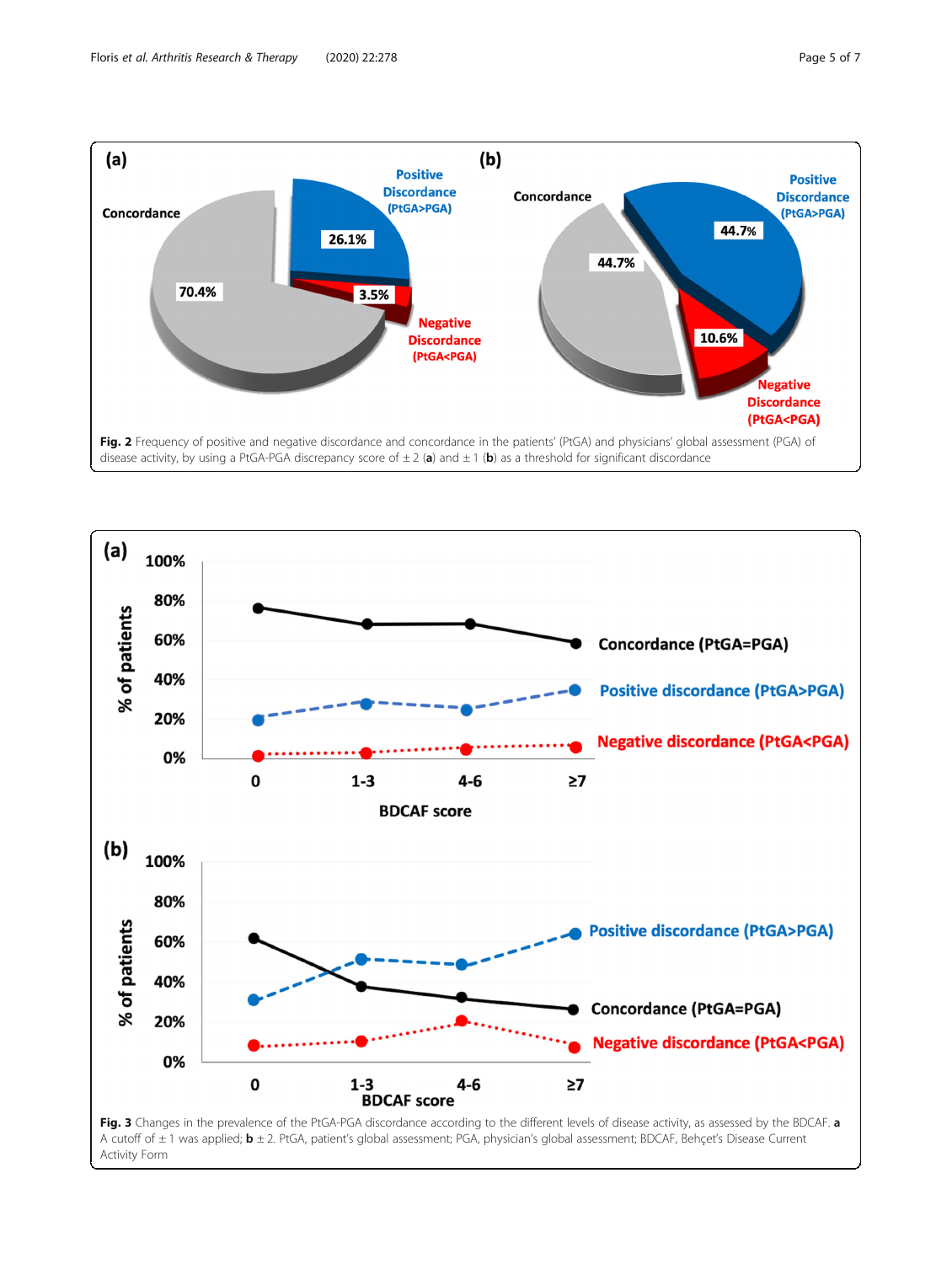**Fig. 2** Frequency of positive and negative discordance and concordance in the patients' (PtGA) and physicians' global assessment (PGA) of disease activity, by using a PtGA-PGA discrepancy score of ± 2 (**a**) and ± 1 (**b**) as a threshold for significant discordance

**Fig. 3** Changes in the prevalence of the PtGA-PGA discordance according to the different levels of disease activity, as assessed by the BDCAF. **a** A cutoff of ± 1 was applied; **b** ± 2. PtGA, patient's global assessment; PGA, physician's global assessment; BDCAF, Behçet's Disease Current Activity Form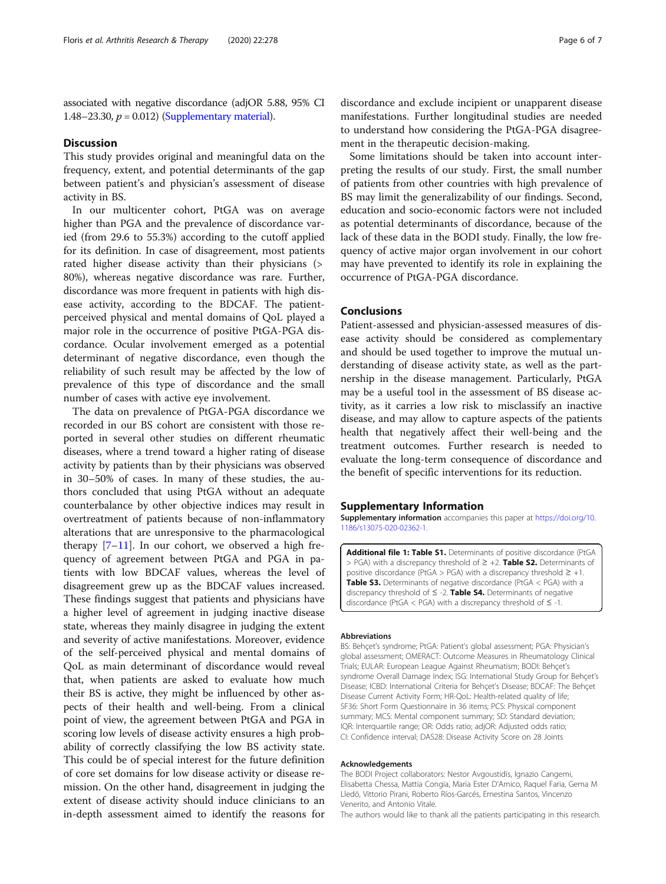associated with negative discordance (adjOR 5.88, 95% CI 1.48–23.30, $p = 0.012$) (Supplementary material).

## Discussion

This study provides original and meaningful data on the frequency, extent, and potential determinants of the gap between patient's and physician's assessment of disease activity in BS.

In our multicenter cohort, PtGA was on average higher than PGA and the prevalence of discordance varied (from 29.6 to 55.3%) according to the cutoff applied for its definition. In case of disagreement, most patients rated higher disease activity than their physicians (> 80%), whereas negative discordance was rare. Further, discordance was more frequent in patients with high disease activity, according to the BDCAF. The patient-perceived physical and mental domains of QoL played a major role in the occurrence of positive PtGA-PGA discordance. Ocular involvement emerged as a potential determinant of negative discordance, even though the reliability of such result may be affected by the low of prevalence of this type of discordance and the small number of cases with active eye involvement.

The data on prevalence of PtGA-PGA discordance we recorded in our BS cohort are consistent with those reported in several other studies on different rheumatic diseases, where a trend toward a higher rating of disease activity by patients than by their physicians was observed in 30–50% of cases. In many of these studies, the authors concluded that using PtGA without an adequate counterbalance by other objective indices may result in overtreatment of patients because of non-inflammatory alterations that are unresponsive to the pharmacological therapy [7–11]. In our cohort, we observed a high frequency of agreement between PtGA and PGA in patients with low BDCAF values, whereas the level of disagreement grew up as the BDCAF values increased. These findings suggest that patients and physicians have a higher level of agreement in judging inactive disease state, whereas they mainly disagree in judging the extent and severity of active manifestations. Moreover, evidence of the self-perceived physical and mental domains of QoL as main determinant of discordance would reveal that, when patients are asked to evaluate how much their BS is active, they might be influenced by other aspects of their health and well-being. From a clinical point of view, the agreement between PtGA and PGA in scoring low levels of disease activity ensures a high probability of correctly classifying the low BS activity state. This could be of special interest for the future definition of core set domains for low disease activity or disease remission. On the other hand, disagreement in judging the extent of disease activity should induce clinicians to an in-depth assessment aimed to identify the reasons for discordance and exclude incipient or unapparent disease manifestations. Further longitudinal studies are needed to understand how considering the PtGA-PGA disagreement in the therapeutic decision-making.

Some limitations should be taken into account interpreting the results of our study. First, the small number of patients from other countries with high prevalence of BS may limit the generalizability of our findings. Second, education and socio-economic factors were not included as potential determinants of discordance, because of the lack of these data in the BODI study. Finally, the low frequency of active major organ involvement in our cohort may have prevented to identify its role in explaining the occurrence of PtGA-PGA discordance.

## Conclusions

Patient-assessed and physician-assessed measures of disease activity should be considered as complementary and should be used together to improve the mutual understanding of disease activity state, as well as the partnership in the disease management. Particularly, PtGA may be a useful tool in the assessment of BS disease activity, as it carries a low risk to misclassify an inactive disease, and may allow to capture aspects of the patients health that negatively affect their well-being and the treatment outcomes. Further research is needed to evaluate the long-term consequence of discordance and the benefit of specific interventions for its reduction.

## Supplementary Information

**Supplementary information** accompanies this paper at https://doi.org/10.1186/s13075-020-02362-1.

**Additional file 1: Table S1.** Determinants of positive discordance (PtGA > PGA) with a discrepancy threshold of ≥ +2. **Table S2.** Determinants of positive discordance (PtGA > PGA) with a discrepancy threshold ≥ +1. **Table S3.** Determinants of negative discordance (PtGA < PGA) with a discrepancy threshold of ≤ -2. **Table S4.** Determinants of negative discordance (PtGA < PGA) with a discrepancy threshold of ≤ -1.

#### Abbreviations

BS: Behçet's syndrome; PtGA: Patient's global assessment; PGA: Physician's global assessment; OMERACT: Outcome Measures in Rheumatology Clinical Trials; EULAR: European League Against Rheumatism; BODI: Behçet's syndrome Overall Damage Index; ISG: International Study Group for Behçet's Disease; ICBD: International Criteria for Behçet's Disease; BDCAF: The Behçet Disease Current Activity Form; HR-QoL: Health-related quality of life; SF36: Short Form Questionnaire in 36 items; PCS: Physical component summary; MCS: Mental component summary; SD: Standard deviation; IQR: Interquartile range; OR: Odds ratio; adjOR: Adjusted odds ratio; CI: Confidence interval; DAS28: Disease Activity Score on 28 Joints

#### Acknowledgements

The BODI Project collaborators: Nestor Avgoustidis, Ignazio Cangemi, Elisabetta Chessa, Mattia Congia, Maria Ester D'Amico, Raquel Faria, Gema M Lledó, Vittorio Pirani, Roberto Ríos-Garcés, Ernestina Santos, Vincenzo Venerito, and Antonio Vitale.

The authors would like to thank all the patients participating in this research.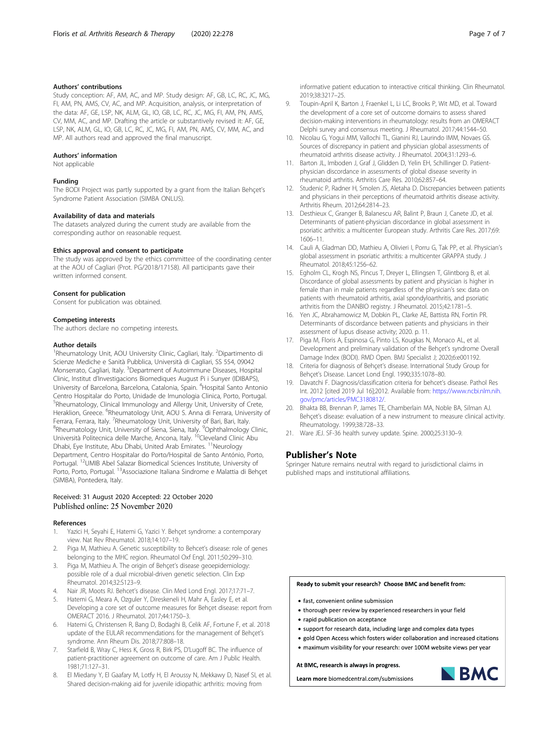### Authors' contributions

Study conception: AF, AM, AC, and MP. Study design: AF, GB, LC, RC, JC, MG, FI, AM, PN, AMS, CV, AC, and MP. Acquisition, analysis, or interpretation of the data: AF, GE, LSP, NK, ALM, GL, IO, GB, LC, RC, JC, MG, FI, AM, PN, AMS, CV, MM, AC, and MP. Drafting the article or substantively revised it: AF, GE, LSP, NK, ALM, GL, IO, GB, LC, RC, JC, MG, FI, AM, PN, AMS, CV, MM, AC, and MP. All authors read and approved the final manuscript.

### Authors' information

Not applicable

### Funding

The BODI Project was partly supported by a grant from the Italian Behçet's Syndrome Patient Association (SIMBA ONLUS).

### Availability of data and materials

The datasets analyzed during the current study are available from the corresponding author on reasonable request.

### Ethics approval and consent to participate

The study was approved by the ethics committee of the coordinating center at the AOU of Cagliari (Prot. PG/2018/17158). All participants gave their written informed consent.

### Consent for publication

Consent for publication was obtained.

### Competing interests

The authors declare no competing interests.

### Author details

[1]Rheumatology Unit, AOU University Clinic, Cagliari, Italy. [2]Dipartimento di Scienze Mediche e Sanità Pubblica, Università di Cagliari, SS 554, 09042 Monserrato, Cagliari, Italy. [3]Department of Autoimmune Diseases, Hospital Clinic, Institut d'Investigacions Biomediques August Pi i Sunyer (IDIBAPS), University of Barcelona, Barcelona, Catalonia, Spain. [4]Hospital Santo Antonio Centro Hospitalar do Porto, Unidade de Imunologia Clinica, Porto, Portugal. [5]Rheumatology, Clinical Immunology and Allergy Unit, University of Crete, Heraklion, Greece. [6]Rheumatology Unit, AOU S. Anna di Ferrara, University of Ferrara, Ferrara, Italy. [7]Rheumatology Unit, University of Bari, Bari, Italy. [8]Rheumatology Unit, University of Siena, Siena, Italy. [9]Ophthalmology Clinic, Università Politecnica delle Marche, Ancona, Italy. [10]Cleveland Clinic Abu Dhabi, Eye Institute, Abu Dhabi, United Arab Emirates. [11]Neurology Department, Centro Hospitalar do Porto/Hospital de Santo António, Porto, Portugal. [12]UMIB Abel Salazar Biomedical Sciences Institute, University of Porto, Porto, Portugal. [13]Associazione Italiana Sindrome e Malattia di Behçet (SIMBA), Pontedera, Italy.

Received: 31 August 2020 Accepted: 22 October 2020
Published online: 25 November 2020

### References

1. Yazici H, Seyahi E, Hatemi G, Yazici Y. Behçet syndrome: a contemporary view. Nat Rev Rheumatol. 2018;14:107–19.
2. Piga M, Mathieu A. Genetic susceptibility to Behcet's disease: role of genes belonging to the MHC region. Rheumatol Oxf Engl. 2011;50:299–310.
3. Piga M, Mathieu A. The origin of Behçet's disease geoepidemiology: possible role of a dual microbial-driven genetic selection. Clin Exp Rheumatol. 2014;32:S123–9.
4. Nair JR, Moots RJ. Behcet's disease. Clin Med Lond Engl. 2017;17:71–7.
5. Hatemi G, Meara A, Ozguler Y, Direskeneli H, Mahr A, Easley E, et al. Developing a core set of outcome measures for Behçet disease: report from OMERACT 2016. J Rheumatol. 2017;44:1750–3.
6. Hatemi G, Christensen R, Bang D, Bodaghi B, Celik AF, Fortune F, et al. 2018 update of the EULAR recommendations for the management of Behçet's syndrome. Ann Rheum Dis. 2018;77:808–18.
7. Starfield B, Wray C, Hess K, Gross R, Birk PS, D'Lugoff BC. The influence of patient-practitioner agreement on outcome of care. Am J Public Health. 1981;71:127–31.
8. El Miedany Y, El Gaafary M, Lotfy H, El Aroussy N, Mekkawy D, Nasef SI, et al. Shared decision-making aid for juvenile idiopathic arthritis: moving from informative patient education to interactive critical thinking. Clin Rheumatol. 2019;38:3217–25.
9. Toupin-April K, Barton J, Fraenkel L, Li LC, Brooks P, Wit MD, et al. Toward the development of a core set of outcome domains to assess shared decision-making interventions in rheumatology: results from an OMERACT Delphi survey and consensus meeting. J Rheumatol. 2017;44:1544–50.
10. Nicolau G, Yogui MM, Vallochi TL, Gianini RJ, Laurindo IMM, Novaes GS. Sources of discrepancy in patient and physician global assessments of rheumatoid arthritis disease activity. J Rheumatol. 2004;31:1293–6.
11. Barton JL, Imboden J, Graf J, Glidden D, Yelin EH, Schillinger D. Patient-physician discordance in assessments of global disease severity in rheumatoid arthritis. Arthritis Care Res. 2010;62:857–64.
12. Studenic P, Radner H, Smolen JS, Aletaha D. Discrepancies between patients and physicians in their perceptions of rheumatoid arthritis disease activity. Arthritis Rheum. 2012;64:2814–23.
13. Desthieux C, Granger B, Balanescu AR, Balint P, Braun J, Canete JD, et al. Determinants of patient-physician discordance in global assessment in psoriatic arthritis: a multicenter European study. Arthritis Care Res. 2017;69:1606–11.
14. Cauli A, Gladman DD, Mathieu A, Olivieri I, Porru G, Tak PP, et al. Physician's global assessment in psoriatic arthritis: a multicenter GRAPPA study. J Rheumatol. 2018;45:1256–62.
15. Egholm CL, Krogh NS, Pincus T, Dreyer L, Ellingsen T, Glintborg B, et al. Discordance of global assessments by patient and physician is higher in female than in male patients regardless of the physician's sex: data on patients with rheumatoid arthritis, axial spondyloarthritis, and psoriatic arthritis from the DANBIO registry. J Rheumatol. 2015;42:1781–5.
16. Yen JC, Abrahamowicz M, Dobkin PL, Clarke AE, Battista RN, Fortin PR. Determinants of discordance between patients and physicians in their assessment of lupus disease activity; 2020. p. 11.
17. Piga M, Floris A, Espinosa G, Pinto LS, Kougkas N, Monaco AL, et al. Development and preliminary validation of the Behçet's syndrome Overall Damage Index (BODI). RMD Open. BMJ Specialist J; 2020;6:e001192.
18. Criteria for diagnosis of Behçet's disease. International Study Group for Behçet's Disease. Lancet Lond Engl. 1990;335:1078–80.
19. Davatchi F. Diagnosis/classification criteria for behcet's disease. Pathol Res Int. 2012 [cited 2019 Jul 16];2012. Available from: https://www.ncbi.nlm.nih.gov/pmc/articles/PMC3180812/.
20. Bhakta BB, Brennan P, James TE, Chamberlain MA, Noble BA, Silman AJ. Behçet's disease: evaluation of a new instrument to measure clinical activity. Rheumatology. 1999;38:728–33.
21. Ware JEJ. SF-36 health survey update. Spine. 2000;25:3130–9.

## Publisher's Note

Springer Nature remains neutral with regard to jurisdictional claims in published maps and institutional affiliations.

**Ready to submit your research? Choose BMC and benefit from:**

- fast, convenient online submission
- thorough peer review by experienced researchers in your field
- rapid publication on acceptance
- support for research data, including large and complex data types
- gold Open Access which fosters wider collaboration and increased citations
- maximum visibility for your research: over 100M website views per year

**At BMC, research is always in progress.**

**Learn more** biomedcentral.com/submissions